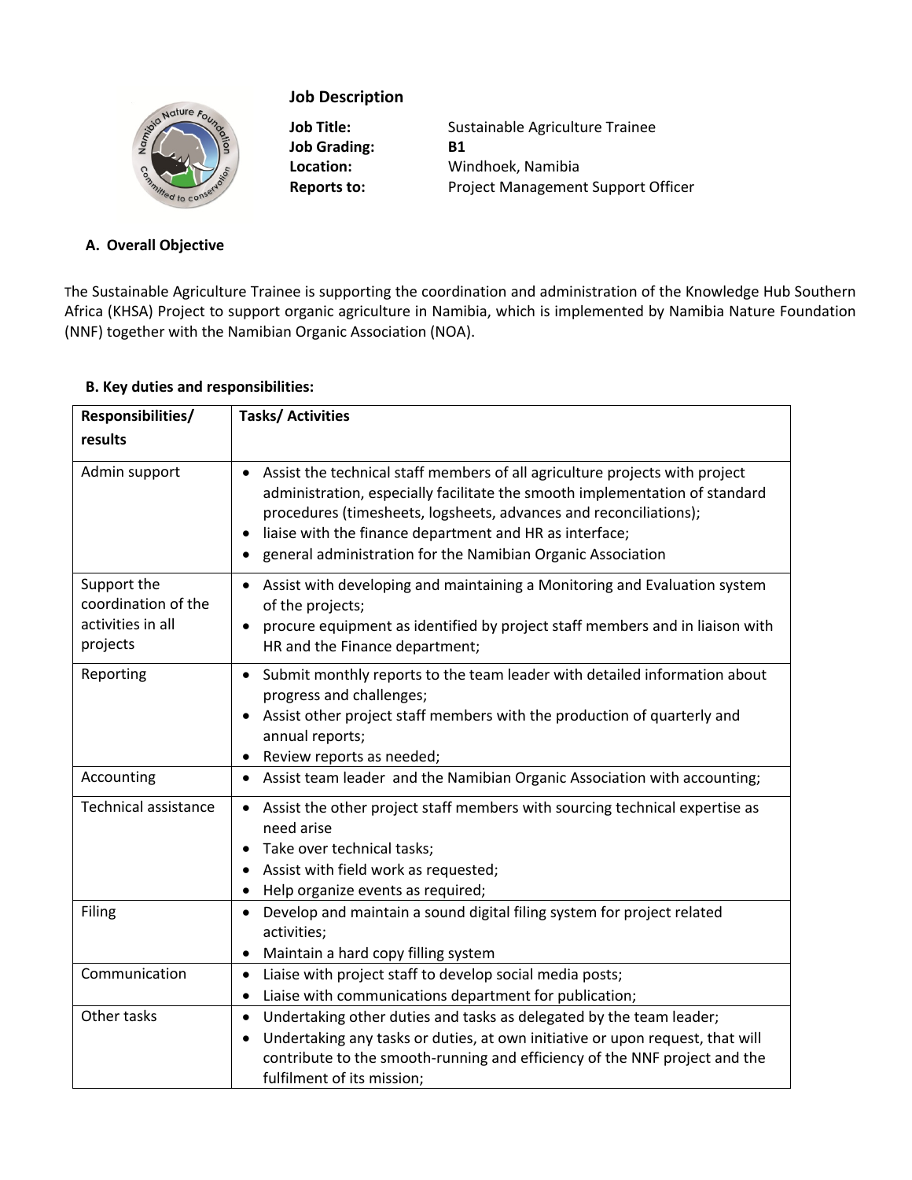## Job Description

**Job Title:** Sustainable Agriculture Trainee
**Job Grading:** **B1**
**Location:** Windhoek, Namibia
**Reports to:** Project Management Support Officer

### A. Overall Objective

The Sustainable Agriculture Trainee is supporting the coordination and administration of the Knowledge Hub Southern Africa (KHSA) Project to support organic agriculture in Namibia, which is implemented by Namibia Nature Foundation (NNF) together with the Namibian Organic Association (NOA).

### B. Key duties and responsibilities:

| Responsibilities/ results | Tasks/ Activities |
|---|---|
| Admin support | • Assist the technical staff members of all agriculture projects with project administration, especially facilitate the smooth implementation of standard procedures (timesheets, logsheets, advances and reconciliations);<br>• liaise with the finance department and HR as interface;<br>• general administration for the Namibian Organic Association |
| Support the coordination of the activities in all projects | • Assist with developing and maintaining a Monitoring and Evaluation system of the projects;<br>• procure equipment as identified by project staff members and in liaison with HR and the Finance department; |
| Reporting | • Submit monthly reports to the team leader with detailed information about progress and challenges;<br>• Assist other project staff members with the production of quarterly and annual reports;<br>• Review reports as needed; |
| Accounting | • Assist team leader and the Namibian Organic Association with accounting; |
| Technical assistance | • Assist the other project staff members with sourcing technical expertise as need arise<br>• Take over technical tasks;<br>• Assist with field work as requested;<br>• Help organize events as required; |
| Filing | • Develop and maintain a sound digital filing system for project related activities;<br>• Maintain a hard copy filling system |
| Communication | • Liaise with project staff to develop social media posts;<br>• Liaise with communications department for publication; |
| Other tasks | • Undertaking other duties and tasks as delegated by the team leader;<br>• Undertaking any tasks or duties, at own initiative or upon request, that will contribute to the smooth-running and efficiency of the NNF project and the fulfilment of its mission; |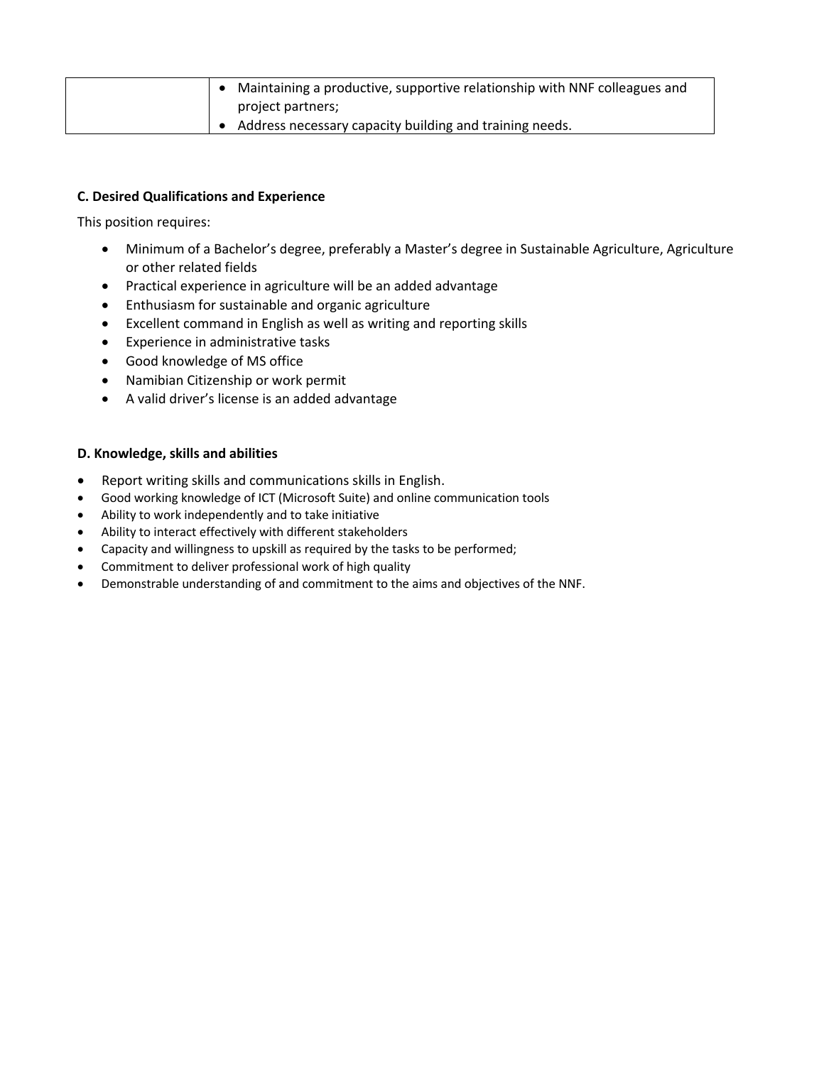| | |
|---|---|
| | • Maintaining a productive, supportive relationship with NNF colleagues and project partners;<br>• Address necessary capacity building and training needs. |

**C. Desired Qualifications and Experience**

This position requires:

- Minimum of a Bachelor's degree, preferably a Master's degree in Sustainable Agriculture, Agriculture or other related fields
- Practical experience in agriculture will be an added advantage
- Enthusiasm for sustainable and organic agriculture
- Excellent command in English as well as writing and reporting skills
- Experience in administrative tasks
- Good knowledge of MS office
- Namibian Citizenship or work permit
- A valid driver's license is an added advantage

**D. Knowledge, skills and abilities**

- Report writing skills and communications skills in English.
- Good working knowledge of ICT (Microsoft Suite) and online communication tools
- Ability to work independently and to take initiative
- Ability to interact effectively with different stakeholders
- Capacity and willingness to upskill as required by the tasks to be performed;
- Commitment to deliver professional work of high quality
- Demonstrable understanding of and commitment to the aims and objectives of the NNF.